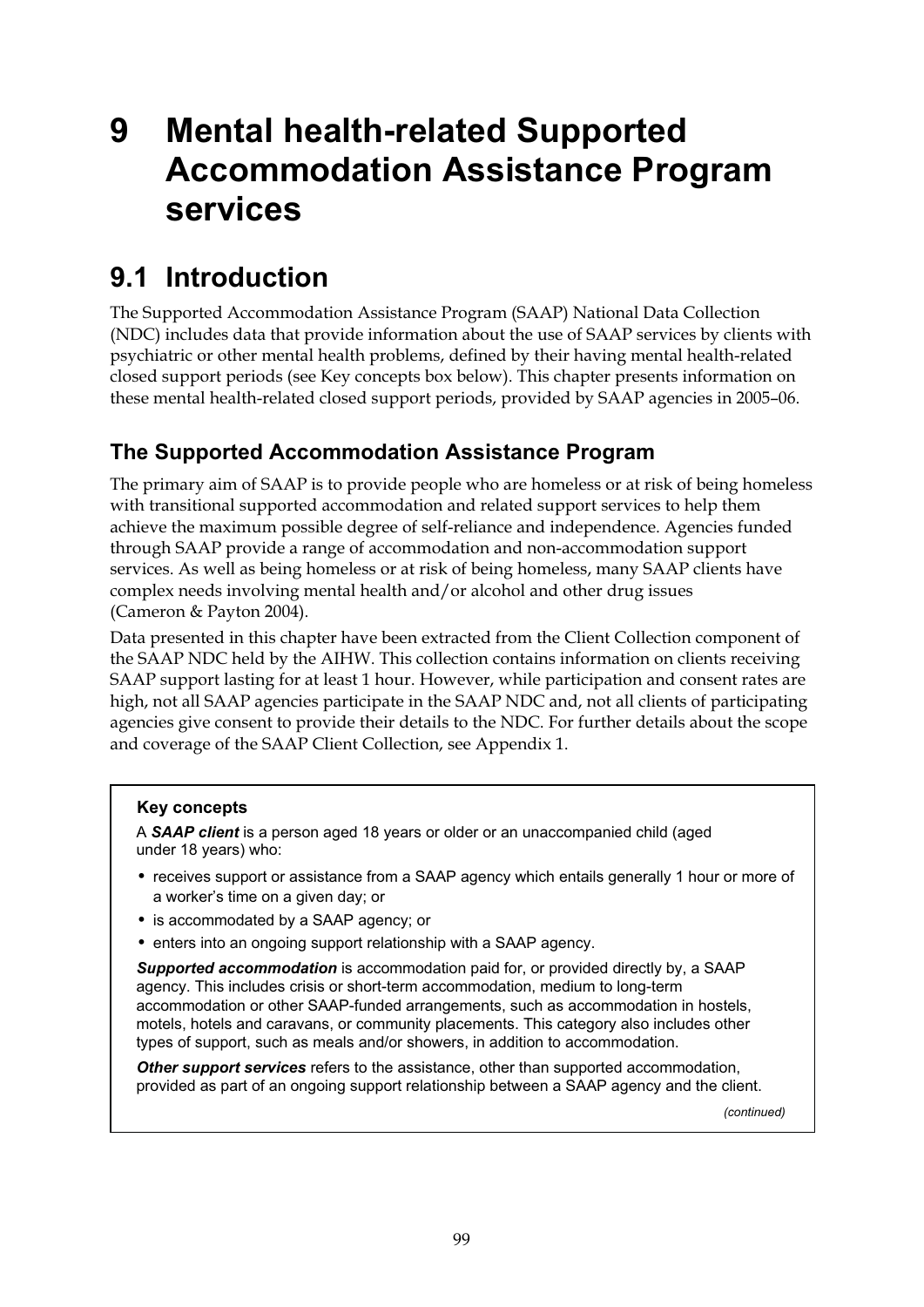# 9 Mental health-related Supported Accommodation Assistance Program services

## 9.1 Introduction

The Supported Accommodation Assistance Program (SAAP) National Data Collection (NDC) includes data that provide information about the use of SAAP services by clients with psychiatric or other mental health problems, defined by their having mental health-related closed support periods (see Key concepts box below). This chapter presents information on these mental health-related closed support periods, provided by SAAP agencies in 2005–06.

### The Supported Accommodation Assistance Program

The primary aim of SAAP is to provide people who are homeless or at risk of being homeless with transitional supported accommodation and related support services to help them achieve the maximum possible degree of self-reliance and independence. Agencies funded through SAAP provide a range of accommodation and non-accommodation support services. As well as being homeless or at risk of being homeless, many SAAP clients have complex needs involving mental health and/or alcohol and other drug issues (Cameron & Payton 2004).

Data presented in this chapter have been extracted from the Client Collection component of the SAAP NDC held by the AIHW. This collection contains information on clients receiving SAAP support lasting for at least 1 hour. However, while participation and consent rates are high, not all SAAP agencies participate in the SAAP NDC and, not all clients of participating agencies give consent to provide their details to the NDC. For further details about the scope and coverage of the SAAP Client Collection, see Appendix 1.

**Key concepts**

A ***SAAP client*** is a person aged 18 years or older or an unaccompanied child (aged under 18 years) who:

- receives support or assistance from a SAAP agency which entails generally 1 hour or more of a worker's time on a given day; or
- is accommodated by a SAAP agency; or
- enters into an ongoing support relationship with a SAAP agency.

***Supported accommodation*** is accommodation paid for, or provided directly by, a SAAP agency. This includes crisis or short-term accommodation, medium to long-term accommodation or other SAAP-funded arrangements, such as accommodation in hostels, motels, hotels and caravans, or community placements. This category also includes other types of support, such as meals and/or showers, in addition to accommodation.

***Other support services*** refers to the assistance, other than supported accommodation, provided as part of an ongoing support relationship between a SAAP agency and the client.

*(continued)*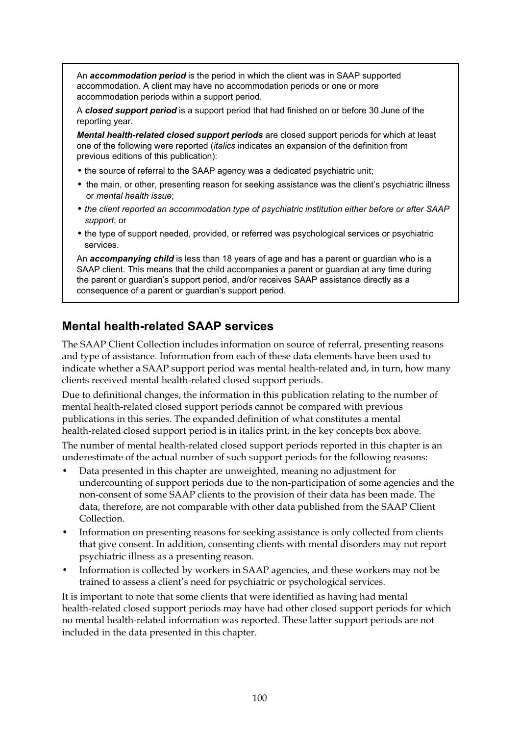An ***accommodation period*** is the period in which the client was in SAAP supported accommodation. A client may have no accommodation periods or one or more accommodation periods within a support period.

A ***closed support period*** is a support period that had finished on or before 30 June of the reporting year.

***Mental health-related closed support periods*** are closed support periods for which at least one of the following were reported (*italics* indicates an expansion of the definition from previous editions of this publication):

- the source of referral to the SAAP agency was a dedicated psychiatric unit;
- the main, or other, presenting reason for seeking assistance was the client's psychiatric illness or *mental health issue*;
- *the client reported an accommodation type of psychiatric institution either before or after SAAP support*; or
- the type of support needed, provided, or referred was psychological services or psychiatric services.

An ***accompanying child*** is less than 18 years of age and has a parent or guardian who is a SAAP client. This means that the child accompanies a parent or guardian at any time during the parent or guardian's support period, and/or receives SAAP assistance directly as a consequence of a parent or guardian's support period.

## Mental health-related SAAP services

The SAAP Client Collection includes information on source of referral, presenting reasons and type of assistance. Information from each of these data elements have been used to indicate whether a SAAP support period was mental health-related and, in turn, how many clients received mental health-related closed support periods.

Due to definitional changes, the information in this publication relating to the number of mental health-related closed support periods cannot be compared with previous publications in this series. The expanded definition of what constitutes a mental health-related closed support period is in italics print, in the key concepts box above.

The number of mental health-related closed support periods reported in this chapter is an underestimate of the actual number of such support periods for the following reasons:

- Data presented in this chapter are unweighted, meaning no adjustment for undercounting of support periods due to the non-participation of some agencies and the non-consent of some SAAP clients to the provision of their data has been made. The data, therefore, are not comparable with other data published from the SAAP Client Collection.
- Information on presenting reasons for seeking assistance is only collected from clients that give consent. In addition, consenting clients with mental disorders may not report psychiatric illness as a presenting reason.
- Information is collected by workers in SAAP agencies, and these workers may not be trained to assess a client's need for psychiatric or psychological services.

It is important to note that some clients that were identified as having had mental health-related closed support periods may have had other closed support periods for which no mental health-related information was reported. These latter support periods are not included in the data presented in this chapter.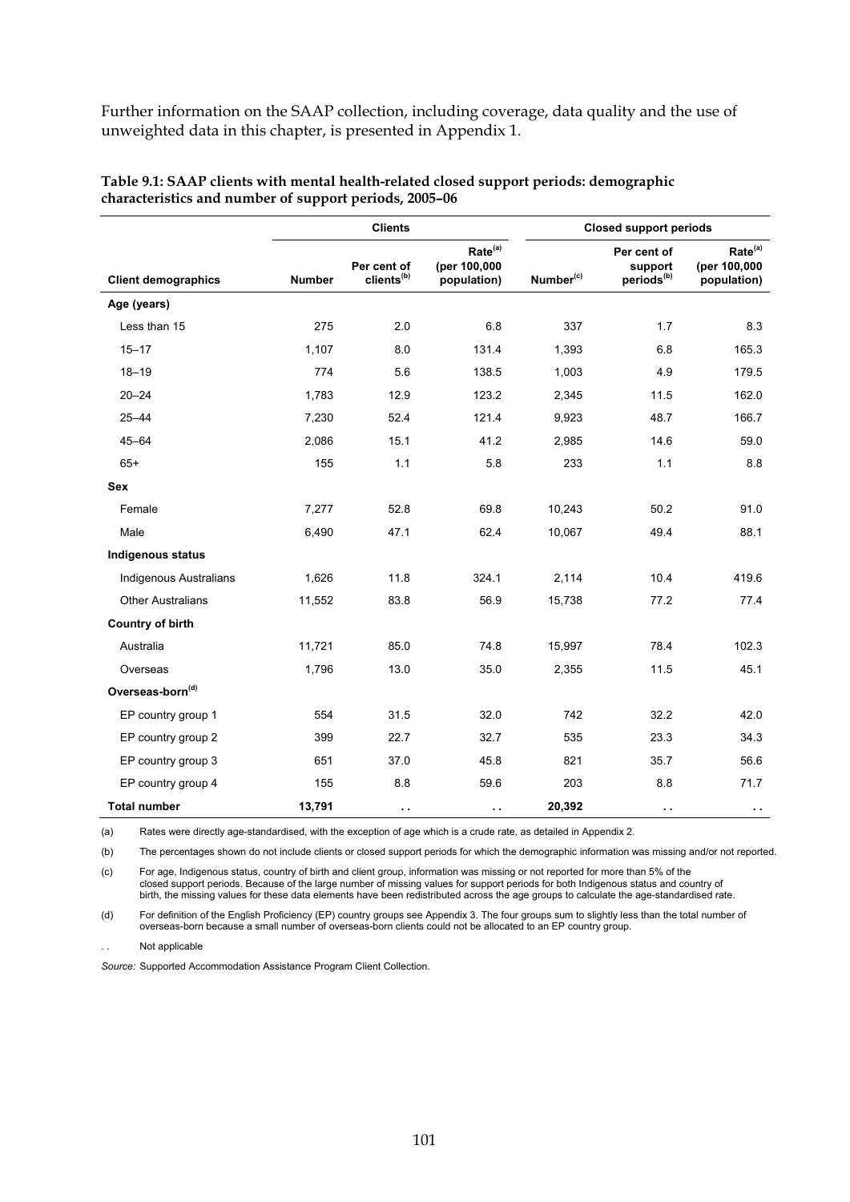Further information on the SAAP collection, including coverage, data quality and the use of unweighted data in this chapter, is presented in Appendix 1.

**Table 9.1: SAAP clients with mental health-related closed support periods: demographic characteristics and number of support periods, 2005–06**

| | Clients | | | Closed support periods | | |
|---|---|---|---|---|---|---|
| **Client demographics** | **Number** | **Per cent of clients[(b)]** | **Rate[(a)] (per 100,000 population)** | **Number[(c)]** | **Per cent of support periods[(b)]** | **Rate[(a)] (per 100,000 population)** |
| **Age (years)** | | | | | | |
| Less than 15 | 275 | 2.0 | 6.8 | 337 | 1.7 | 8.3 |
| 15–17 | 1,107 | 8.0 | 131.4 | 1,393 | 6.8 | 165.3 |
| 18–19 | 774 | 5.6 | 138.5 | 1,003 | 4.9 | 179.5 |
| 20–24 | 1,783 | 12.9 | 123.2 | 2,345 | 11.5 | 162.0 |
| 25–44 | 7,230 | 52.4 | 121.4 | 9,923 | 48.7 | 166.7 |
| 45–64 | 2,086 | 15.1 | 41.2 | 2,985 | 14.6 | 59.0 |
| 65+ | 155 | 1.1 | 5.8 | 233 | 1.1 | 8.8 |
| **Sex** | | | | | | |
| Female | 7,277 | 52.8 | 69.8 | 10,243 | 50.2 | 91.0 |
| Male | 6,490 | 47.1 | 62.4 | 10,067 | 49.4 | 88.1 |
| **Indigenous status** | | | | | | |
| Indigenous Australians | 1,626 | 11.8 | 324.1 | 2,114 | 10.4 | 419.6 |
| Other Australians | 11,552 | 83.8 | 56.9 | 15,738 | 77.2 | 77.4 |
| **Country of birth** | | | | | | |
| Australia | 11,721 | 85.0 | 74.8 | 15,997 | 78.4 | 102.3 |
| Overseas | 1,796 | 13.0 | 35.0 | 2,355 | 11.5 | 45.1 |
| **Overseas-born[(d)]** | | | | | | |
| EP country group 1 | 554 | 31.5 | 32.0 | 742 | 32.2 | 42.0 |
| EP country group 2 | 399 | 22.7 | 32.7 | 535 | 23.3 | 34.3 |
| EP country group 3 | 651 | 37.0 | 45.8 | 821 | 35.7 | 56.6 |
| EP country group 4 | 155 | 8.8 | 59.6 | 203 | 8.8 | 71.7 |
| **Total number** | **13,791** | . . | . . | **20,392** | . . | . . |

(a) Rates were directly age-standardised, with the exception of age which is a crude rate, as detailed in Appendix 2.

(b) The percentages shown do not include clients or closed support periods for which the demographic information was missing and/or not reported.

(c) For age, Indigenous status, country of birth and client group, information was missing or not reported for more than 5% of the closed support periods. Because of the large number of missing values for support periods for both Indigenous status and country of birth, the missing values for these data elements have been redistributed across the age groups to calculate the age-standardised rate.

(d) For definition of the English Proficiency (EP) country groups see Appendix 3. The four groups sum to slightly less than the total number of overseas-born because a small number of overseas-born clients could not be allocated to an EP country group.

. . Not applicable

*Source:* Supported Accommodation Assistance Program Client Collection.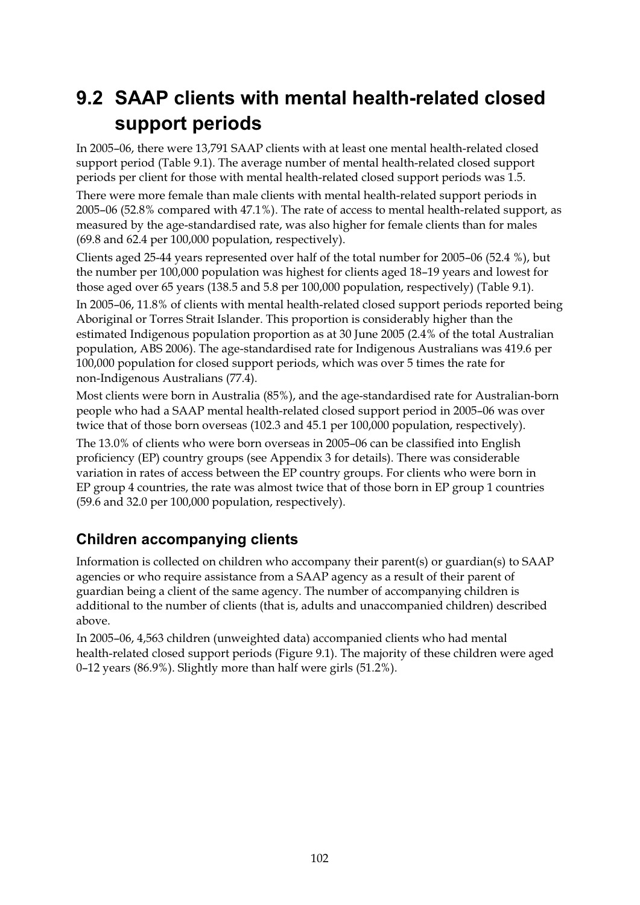## 9.2 SAAP clients with mental health-related closed support periods

In 2005–06, there were 13,791 SAAP clients with at least one mental health-related closed support period (Table 9.1). The average number of mental health-related closed support periods per client for those with mental health-related closed support periods was 1.5.

There were more female than male clients with mental health-related support periods in 2005–06 (52.8% compared with 47.1%). The rate of access to mental health-related support, as measured by the age-standardised rate, was also higher for female clients than for males (69.8 and 62.4 per 100,000 population, respectively).

Clients aged 25-44 years represented over half of the total number for 2005–06 (52.4 %), but the number per 100,000 population was highest for clients aged 18–19 years and lowest for those aged over 65 years (138.5 and 5.8 per 100,000 population, respectively) (Table 9.1).

In 2005–06, 11.8% of clients with mental health-related closed support periods reported being Aboriginal or Torres Strait Islander. This proportion is considerably higher than the estimated Indigenous population proportion as at 30 June 2005 (2.4% of the total Australian population, ABS 2006). The age-standardised rate for Indigenous Australians was 419.6 per 100,000 population for closed support periods, which was over 5 times the rate for non-Indigenous Australians (77.4).

Most clients were born in Australia (85%), and the age-standardised rate for Australian-born people who had a SAAP mental health-related closed support period in 2005–06 was over twice that of those born overseas (102.3 and 45.1 per 100,000 population, respectively).

The 13.0% of clients who were born overseas in 2005–06 can be classified into English proficiency (EP) country groups (see Appendix 3 for details). There was considerable variation in rates of access between the EP country groups. For clients who were born in EP group 4 countries, the rate was almost twice that of those born in EP group 1 countries (59.6 and 32.0 per 100,000 population, respectively).

### Children accompanying clients

Information is collected on children who accompany their parent(s) or guardian(s) to SAAP agencies or who require assistance from a SAAP agency as a result of their parent of guardian being a client of the same agency. The number of accompanying children is additional to the number of clients (that is, adults and unaccompanied children) described above.

In 2005–06, 4,563 children (unweighted data) accompanied clients who had mental health-related closed support periods (Figure 9.1). The majority of these children were aged 0–12 years (86.9%). Slightly more than half were girls (51.2%).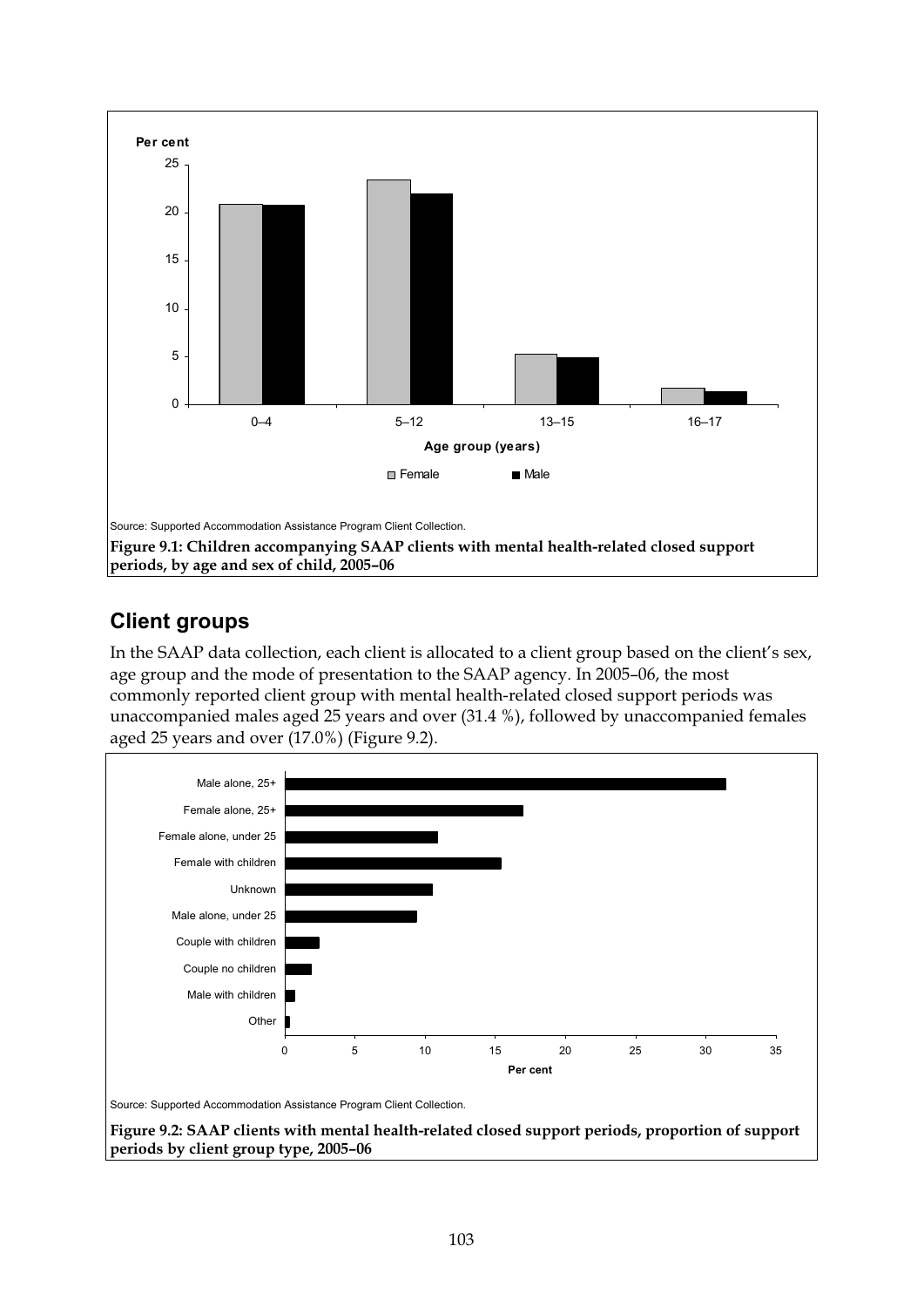Per cent

25

20

15

10

5

0

0–4

5–12

13–15

16–17

Age group (years)

Female Male

Source: Supported Accommodation Assistance Program Client Collection.

**Figure 9.1: Children accompanying SAAP clients with mental health-related closed support periods, by age and sex of child, 2005–06**

## Client groups

In the SAAP data collection, each client is allocated to a client group based on the client's sex, age group and the mode of presentation to the SAAP agency. In 2005–06, the most commonly reported client group with mental health-related closed support periods was unaccompanied males aged 25 years and over (31.4 %), followed by unaccompanied females aged 25 years and over (17.0%) (Figure 9.2).

Male alone, 25+

Female alone, 25+

Female alone, under 25

Female with children

Unknown

Male alone, under 25

Couple with children

Couple no children

Male with children

Other

0 5 10 15 20 25 30 35

Per cent

Source: Supported Accommodation Assistance Program Client Collection.

**Figure 9.2: SAAP clients with mental health-related closed support periods, proportion of support periods by client group type, 2005–06**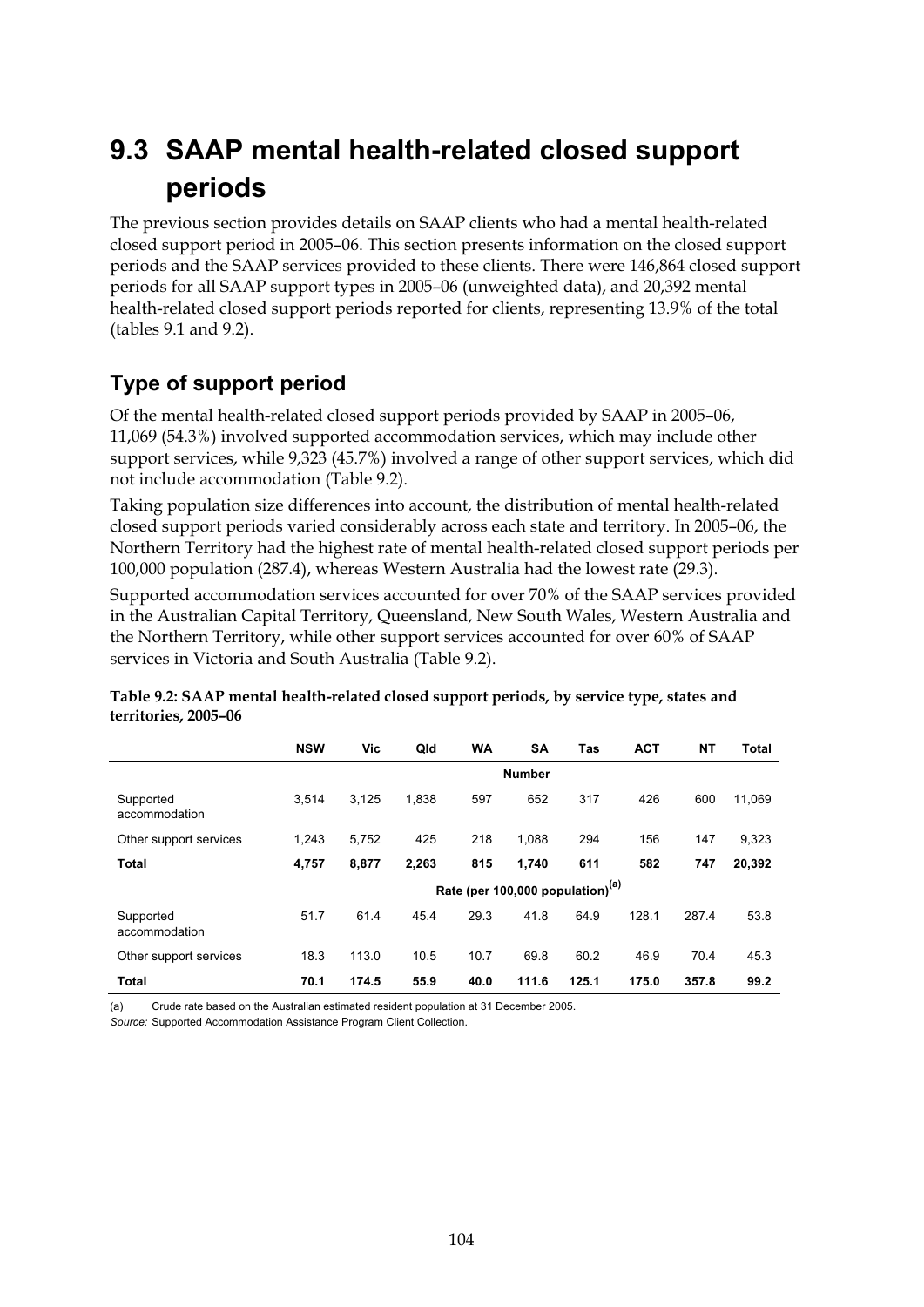# 9.3 SAAP mental health-related closed support periods

The previous section provides details on SAAP clients who had a mental health-related closed support period in 2005–06. This section presents information on the closed support periods and the SAAP services provided to these clients. There were 146,864 closed support periods for all SAAP support types in 2005–06 (unweighted data), and 20,392 mental health-related closed support periods reported for clients, representing 13.9% of the total (tables 9.1 and 9.2).

## Type of support period

Of the mental health-related closed support periods provided by SAAP in 2005–06, 11,069 (54.3%) involved supported accommodation services, which may include other support services, while 9,323 (45.7%) involved a range of other support services, which did not include accommodation (Table 9.2).

Taking population size differences into account, the distribution of mental health-related closed support periods varied considerably across each state and territory. In 2005–06, the Northern Territory had the highest rate of mental health-related closed support periods per 100,000 population (287.4), whereas Western Australia had the lowest rate (29.3).

Supported accommodation services accounted for over 70% of the SAAP services provided in the Australian Capital Territory, Queensland, New South Wales, Western Australia and the Northern Territory, while other support services accounted for over 60% of SAAP services in Victoria and South Australia (Table 9.2).

**Table 9.2: SAAP mental health-related closed support periods, by service type, states and territories, 2005–06**

| | NSW | Vic | Qld | WA | SA | Tas | ACT | NT | Total |
|---|---|---|---|---|---|---|---|---|---|
| | | | | | **Number** | | | | |
| Supported accommodation | 3,514 | 3,125 | 1,838 | 597 | 652 | 317 | 426 | 600 | 11,069 |
| Other support services | 1,243 | 5,752 | 425 | 218 | 1,088 | 294 | 156 | 147 | 9,323 |
| **Total** | **4,757** | **8,877** | **2,263** | **815** | **1,740** | **611** | **582** | **747** | **20,392** |
| | | | | | **Rate (per 100,000 population)[(a)]** | | | | |
| Supported accommodation | 51.7 | 61.4 | 45.4 | 29.3 | 41.8 | 64.9 | 128.1 | 287.4 | 53.8 |
| Other support services | 18.3 | 113.0 | 10.5 | 10.7 | 69.8 | 60.2 | 46.9 | 70.4 | 45.3 |
| **Total** | **70.1** | **174.5** | **55.9** | **40.0** | **111.6** | **125.1** | **175.0** | **357.8** | **99.2** |

(a) Crude rate based on the Australian estimated resident population at 31 December 2005.

*Source:* Supported Accommodation Assistance Program Client Collection.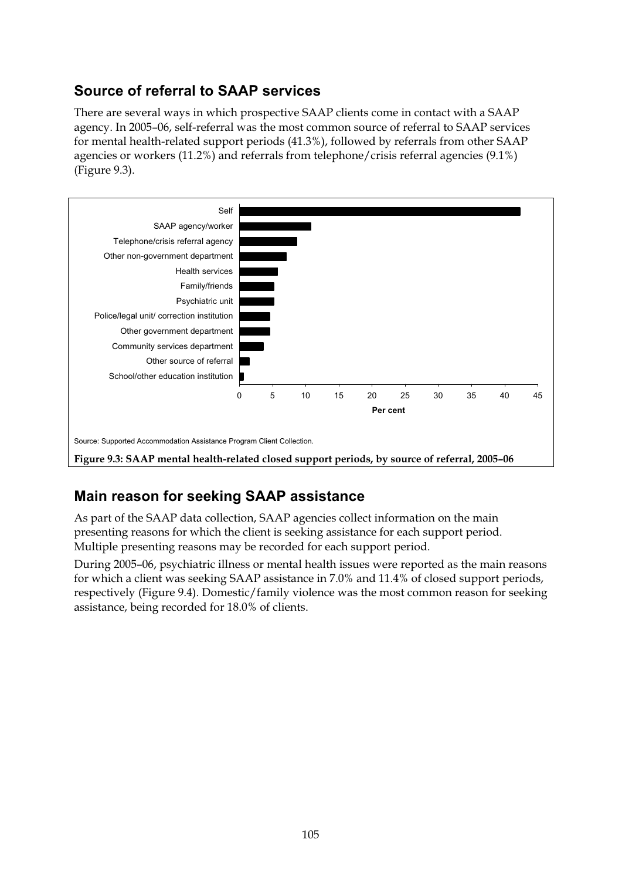## Source of referral to SAAP services

There are several ways in which prospective SAAP clients come in contact with a SAAP agency. In 2005–06, self-referral was the most common source of referral to SAAP services for mental health-related support periods (41.3%), followed by referrals from other SAAP agencies or workers (11.2%) and referrals from telephone/crisis referral agencies (9.1%) (Figure 9.3).

Self

SAAP agency/worker

Telephone/crisis referral agency

Other non-government department

Health services

Family/friends

Psychiatric unit

Police/legal unit/ correction institution

Other government department

Community services department

Other source of referral

School/other education institution

0 5 10 15 20 25 30 35 40 45

Per cent

Source: Supported Accommodation Assistance Program Client Collection.

**Figure 9.3: SAAP mental health-related closed support periods, by source of referral, 2005–06**

## Main reason for seeking SAAP assistance

As part of the SAAP data collection, SAAP agencies collect information on the main presenting reasons for which the client is seeking assistance for each support period. Multiple presenting reasons may be recorded for each support period.

During 2005–06, psychiatric illness or mental health issues were reported as the main reasons for which a client was seeking SAAP assistance in 7.0% and 11.4% of closed support periods, respectively (Figure 9.4). Domestic/family violence was the most common reason for seeking assistance, being recorded for 18.0% of clients.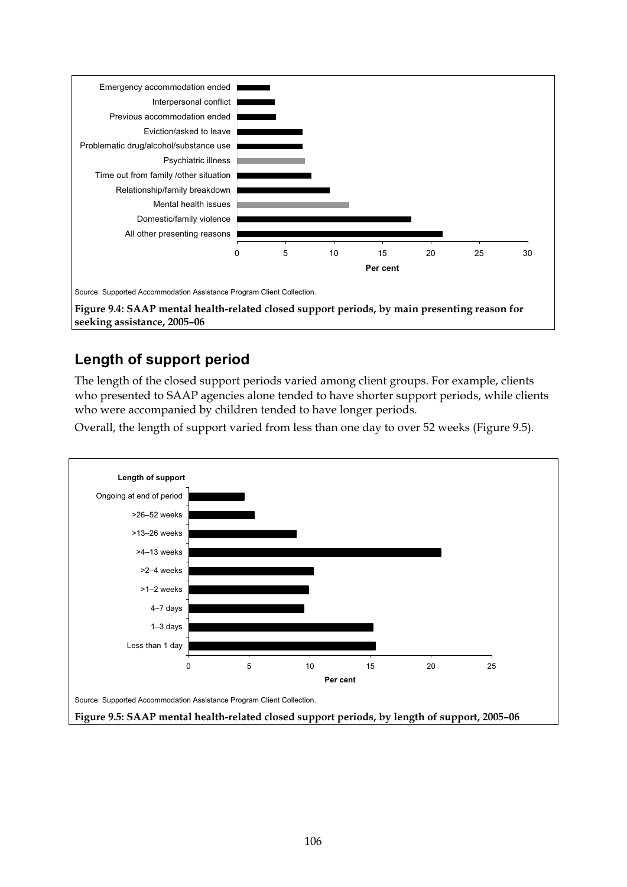Emergency accommodation ended
Interpersonal conflict
Previous accommodation ended
Eviction/asked to leave
Problematic drug/alcohol/substance use
Psychiatric illness
Time out from family /other situation
Relationship/family breakdown
Mental health issues
Domestic/family violence
All other presenting reasons

0 5 10 15 20 25 30

Per cent

Source: Supported Accommodation Assistance Program Client Collection.

**Figure 9.4: SAAP mental health-related closed support periods, by main presenting reason for seeking assistance, 2005–06**

## Length of support period

The length of the closed support periods varied among client groups. For example, clients who presented to SAAP agencies alone tended to have shorter support periods, while clients who were accompanied by children tended to have longer periods.

Overall, the length of support varied from less than one day to over 52 weeks (Figure 9.5).

Length of support

Ongoing at end of period
>26–52 weeks
>13–26 weeks
>4–13 weeks
>2–4 weeks
>1–2 weeks
4–7 days
1–3 days
Less than 1 day

0 5 10 15 20 25

Per cent

Source: Supported Accommodation Assistance Program Client Collection.

**Figure 9.5: SAAP mental health-related closed support periods, by length of support, 2005–06**